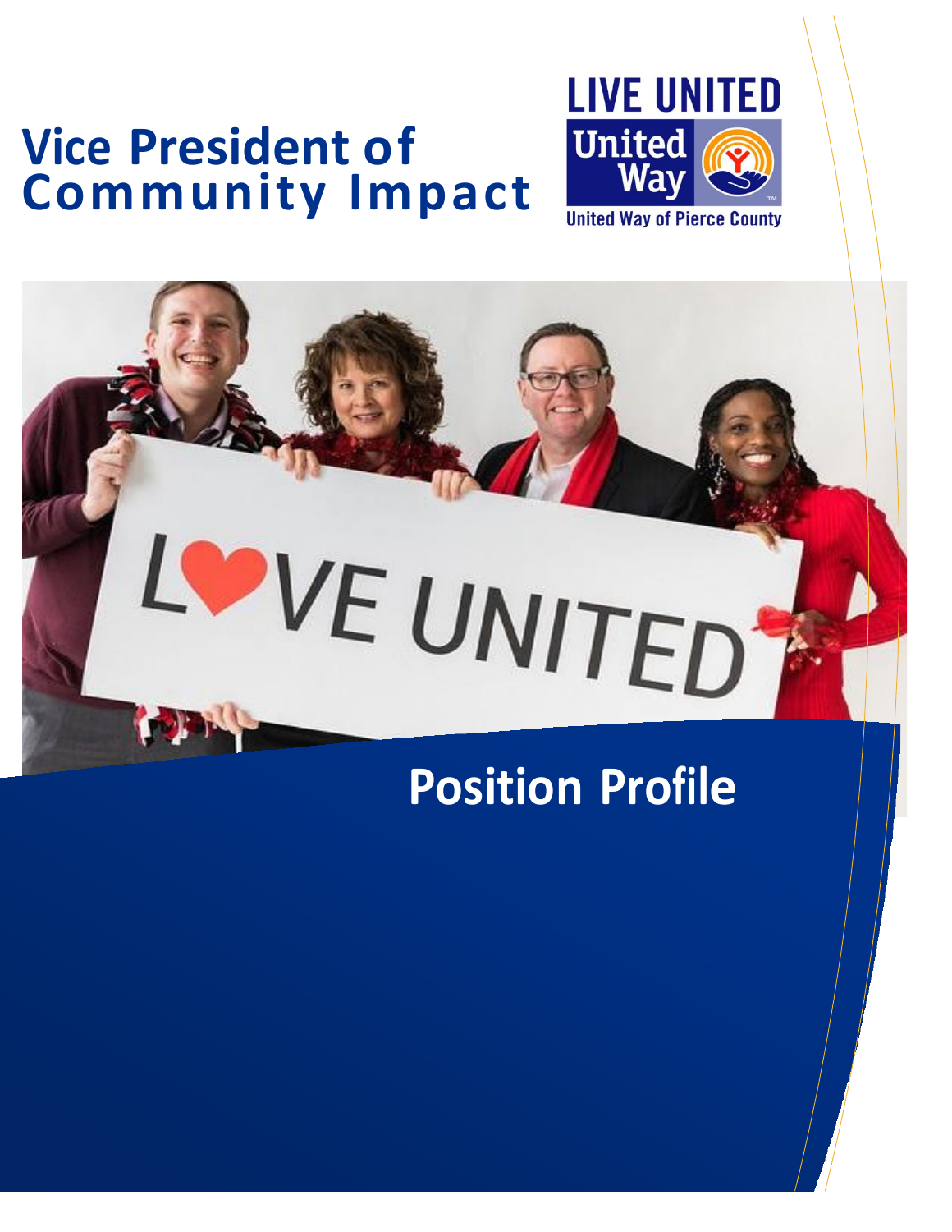# Vice President of Community Impact

LIVE UNITED

United Way

United Way of Pierce County

## Position Profile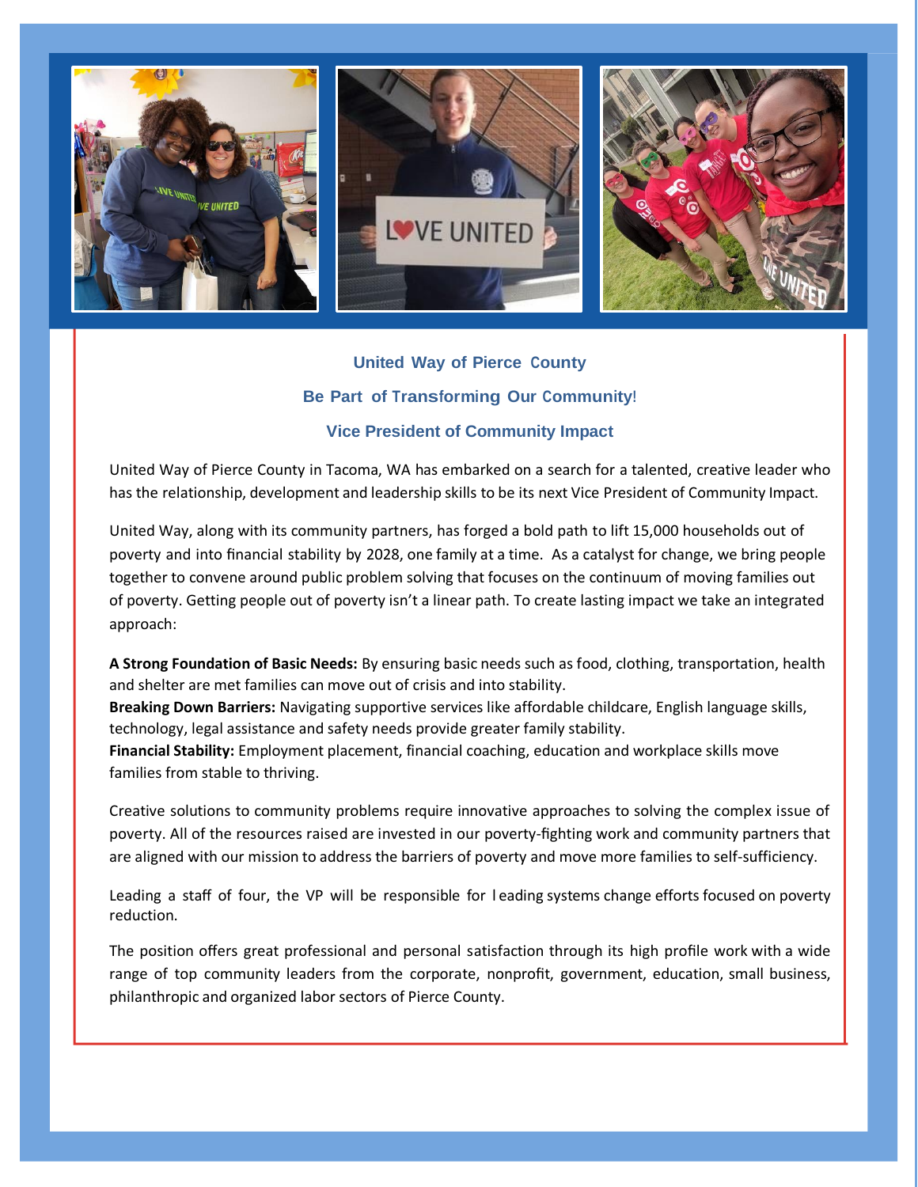## United Way of Pierce County

## Be Part of Transforming Our Community!

## Vice President of Community Impact

United Way of Pierce County in Tacoma, WA has embarked on a search for a talented, creative leader who has the relationship, development and leadership skills to be its next Vice President of Community Impact.

United Way, along with its community partners, has forged a bold path to lift 15,000 households out of poverty and into financial stability by 2028, one family at a time. As a catalyst for change, we bring people together to convene around public problem solving that focuses on the continuum of moving families out of poverty. Getting people out of poverty isn't a linear path. To create lasting impact we take an integrated approach:

**A Strong Foundation of Basic Needs:** By ensuring basic needs such as food, clothing, transportation, health and shelter are met families can move out of crisis and into stability.
**Breaking Down Barriers:** Navigating supportive services like affordable childcare, English language skills, technology, legal assistance and safety needs provide greater family stability.
**Financial Stability:** Employment placement, financial coaching, education and workplace skills move families from stable to thriving.

Creative solutions to community problems require innovative approaches to solving the complex issue of poverty. All of the resources raised are invested in our poverty-fighting work and community partners that are aligned with our mission to address the barriers of poverty and move more families to self-sufficiency.

Leading a staff of four, the VP will be responsible for leading systems change efforts focused on poverty reduction.

The position offers great professional and personal satisfaction through its high profile work with a wide range of top community leaders from the corporate, nonprofit, government, education, small business, philanthropic and organized labor sectors of Pierce County.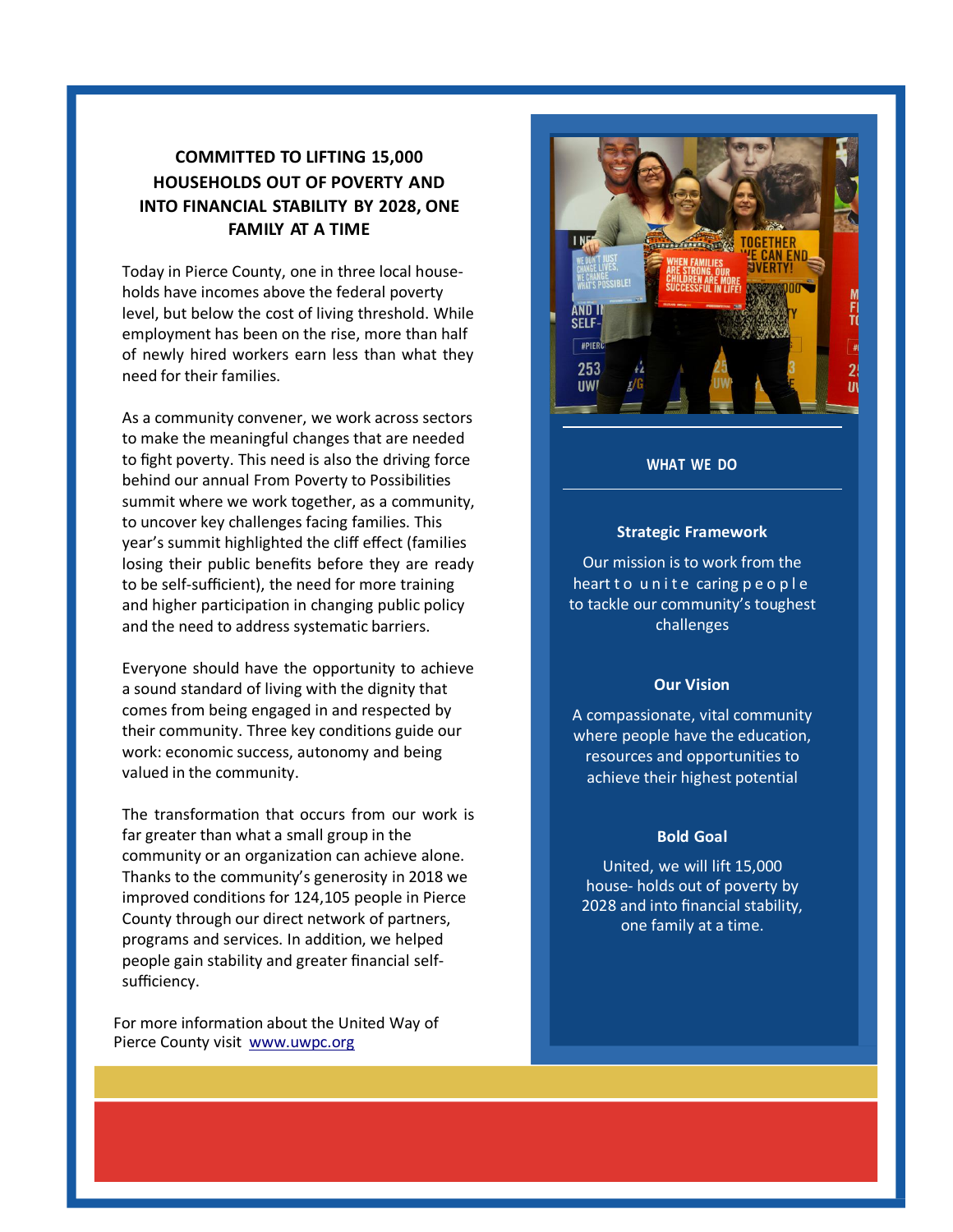## COMMITTED TO LIFTING 15,000 HOUSEHOLDS OUT OF POVERTY AND INTO FINANCIAL STABILITY BY 2028, ONE FAMILY AT A TIME

Today in Pierce County, one in three local households have incomes above the federal poverty level, but below the cost of living threshold. While employment has been on the rise, more than half of newly hired workers earn less than what they need for their families.

As a community convener, we work across sectors to make the meaningful changes that are needed to fight poverty. This need is also the driving force behind our annual From Poverty to Possibilities summit where we work together, as a community, to uncover key challenges facing families. This year's summit highlighted the cliff effect (families losing their public benefits before they are ready to be self-sufficient), the need for more training and higher participation in changing public policy and the need to address systematic barriers.

Everyone should have the opportunity to achieve a sound standard of living with the dignity that comes from being engaged in and respected by their community. Three key conditions guide our work: economic success, autonomy and being valued in the community.

The transformation that occurs from our work is far greater than what a small group in the community or an organization can achieve alone. Thanks to the community's generosity in 2018 we improved conditions for 124,105 people in Pierce County through our direct network of partners, programs and services. In addition, we helped people gain stability and greater financial self-sufficiency.

For more information about the United Way of Pierce County visit [www.uwpc.org](http://www.uwpc.org)

### WHAT WE DO

**Strategic Framework**

Our mission is to work from the heart to unite caring people to tackle our community's toughest challenges

**Our Vision**

A compassionate, vital community where people have the education, resources and opportunities to achieve their highest potential

**Bold Goal**

United, we will lift 15,000 house- holds out of poverty by 2028 and into financial stability, one family at a time.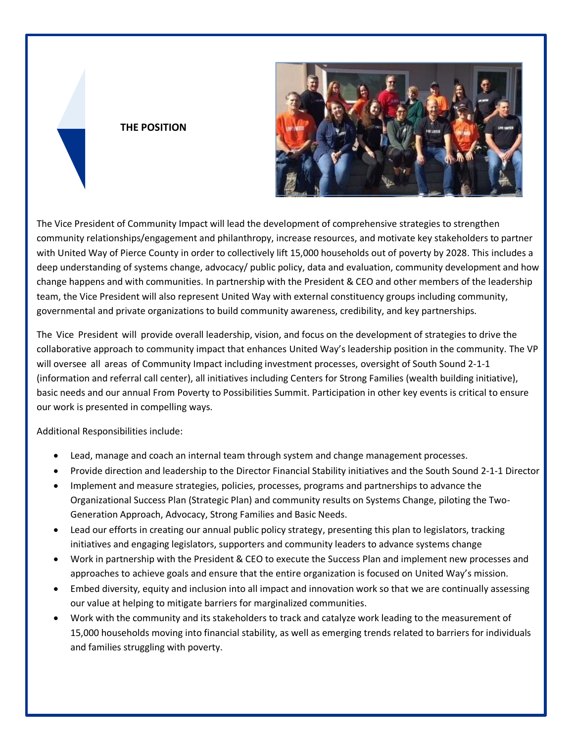## THE POSITION

The Vice President of Community Impact will lead the development of comprehensive strategies to strengthen community relationships/engagement and philanthropy, increase resources, and motivate key stakeholders to partner with United Way of Pierce County in order to collectively lift 15,000 households out of poverty by 2028. This includes a deep understanding of systems change, advocacy/ public policy, data and evaluation, community development and how change happens and with communities. In partnership with the President & CEO and other members of the leadership team, the Vice President will also represent United Way with external constituency groups including community, governmental and private organizations to build community awareness, credibility, and key partnerships.

The Vice President will provide overall leadership, vision, and focus on the development of strategies to drive the collaborative approach to community impact that enhances United Way's leadership position in the community. The VP will oversee all areas of Community Impact including investment processes, oversight of South Sound 2-1-1 (information and referral call center), all initiatives including Centers for Strong Families (wealth building initiative), basic needs and our annual From Poverty to Possibilities Summit. Participation in other key events is critical to ensure our work is presented in compelling ways.

Additional Responsibilities include:

- Lead, manage and coach an internal team through system and change management processes.
- Provide direction and leadership to the Director Financial Stability initiatives and the South Sound 2-1-1 Director
- Implement and measure strategies, policies, processes, programs and partnerships to advance the Organizational Success Plan (Strategic Plan) and community results on Systems Change, piloting the Two-Generation Approach, Advocacy, Strong Families and Basic Needs.
- Lead our efforts in creating our annual public policy strategy, presenting this plan to legislators, tracking initiatives and engaging legislators, supporters and community leaders to advance systems change
- Work in partnership with the President & CEO to execute the Success Plan and implement new processes and approaches to achieve goals and ensure that the entire organization is focused on United Way's mission.
- Embed diversity, equity and inclusion into all impact and innovation work so that we are continually assessing our value at helping to mitigate barriers for marginalized communities.
- Work with the community and its stakeholders to track and catalyze work leading to the measurement of 15,000 households moving into financial stability, as well as emerging trends related to barriers for individuals and families struggling with poverty.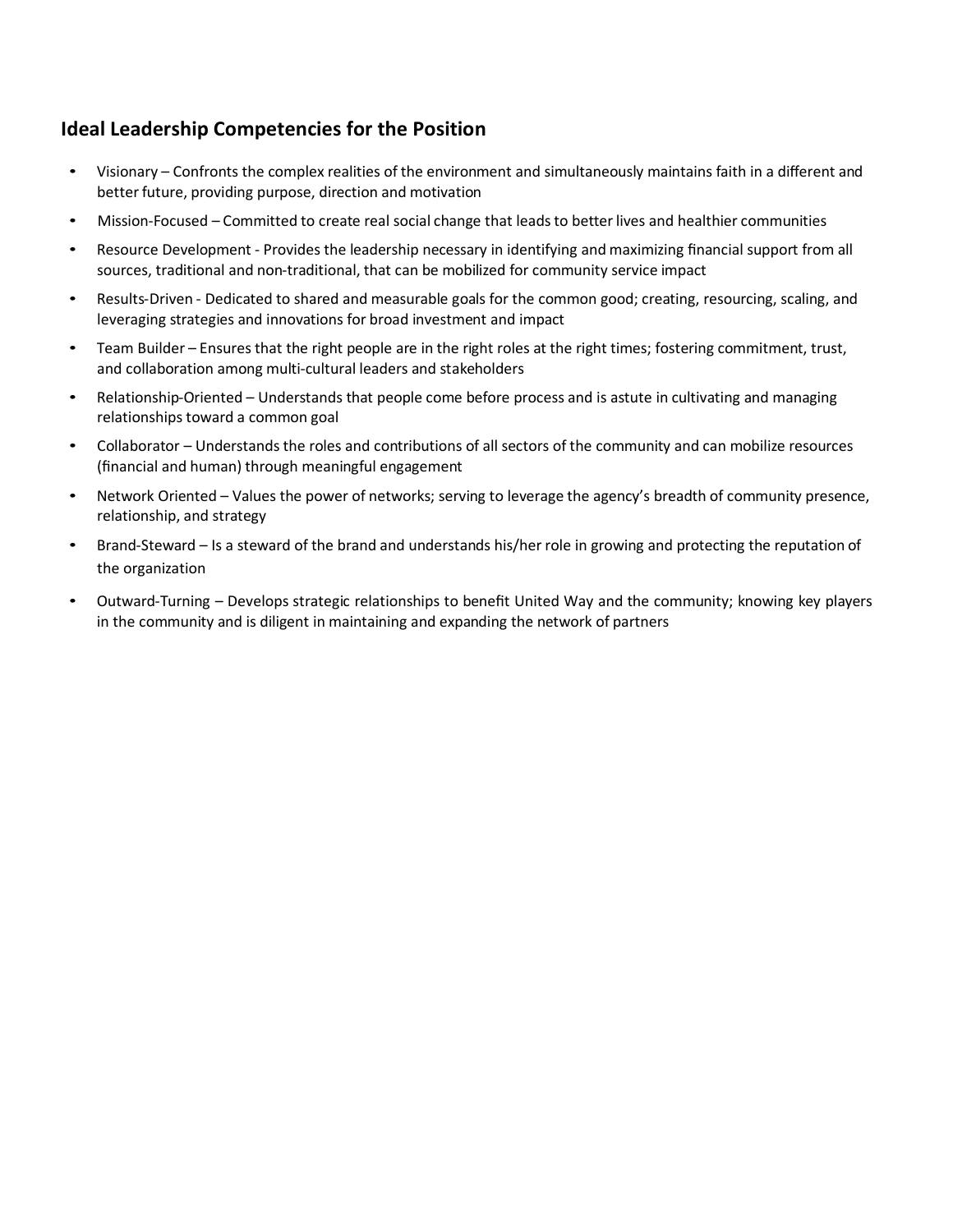## Ideal Leadership Competencies for the Position

- Visionary – Confronts the complex realities of the environment and simultaneously maintains faith in a different and better future, providing purpose, direction and motivation
- Mission-Focused – Committed to create real social change that leads to better lives and healthier communities
- Resource Development - Provides the leadership necessary in identifying and maximizing financial support from all sources, traditional and non-traditional, that can be mobilized for community service impact
- Results-Driven - Dedicated to shared and measurable goals for the common good; creating, resourcing, scaling, and leveraging strategies and innovations for broad investment and impact
- Team Builder – Ensures that the right people are in the right roles at the right times; fostering commitment, trust, and collaboration among multi-cultural leaders and stakeholders
- Relationship-Oriented – Understands that people come before process and is astute in cultivating and managing relationships toward a common goal
- Collaborator – Understands the roles and contributions of all sectors of the community and can mobilize resources (financial and human) through meaningful engagement
- Network Oriented – Values the power of networks; serving to leverage the agency's breadth of community presence, relationship, and strategy
- Brand-Steward – Is a steward of the brand and understands his/her role in growing and protecting the reputation of the organization
- Outward-Turning – Develops strategic relationships to benefit United Way and the community; knowing key players in the community and is diligent in maintaining and expanding the network of partners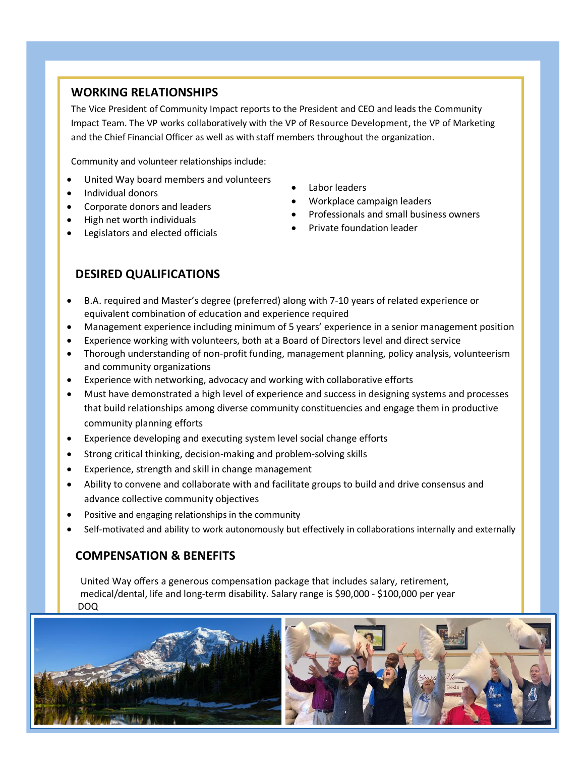## WORKING RELATIONSHIPS

The Vice President of Community Impact reports to the President and CEO and leads the Community Impact Team. The VP works collaboratively with the VP of Resource Development, the VP of Marketing and the Chief Financial Officer as well as with staff members throughout the organization.

Community and volunteer relationships include:

- United Way board members and volunteers
- Individual donors
- Corporate donors and leaders
- High net worth individuals
- Legislators and elected officials
- Labor leaders
- Workplace campaign leaders
- Professionals and small business owners
- Private foundation leader

## DESIRED QUALIFICATIONS

- B.A. required and Master's degree (preferred) along with 7-10 years of related experience or equivalent combination of education and experience required
- Management experience including minimum of 5 years' experience in a senior management position
- Experience working with volunteers, both at a Board of Directors level and direct service
- Thorough understanding of non-profit funding, management planning, policy analysis, volunteerism and community organizations
- Experience with networking, advocacy and working with collaborative efforts
- Must have demonstrated a high level of experience and success in designing systems and processes that build relationships among diverse community constituencies and engage them in productive community planning efforts
- Experience developing and executing system level social change efforts
- Strong critical thinking, decision-making and problem-solving skills
- Experience, strength and skill in change management
- Ability to convene and collaborate with and facilitate groups to build and drive consensus and advance collective community objectives
- Positive and engaging relationships in the community
- Self-motivated and ability to work autonomously but effectively in collaborations internally and externally

## COMPENSATION & BENEFITS

United Way offers a generous compensation package that includes salary, retirement, medical/dental, life and long-term disability. Salary range is $90,000 - $100,000 per year DOQ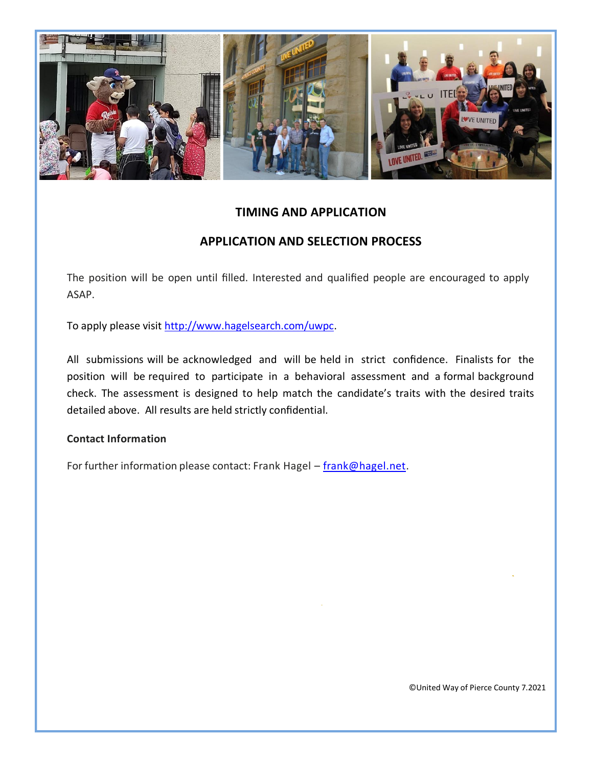## TIMING AND APPLICATION

## APPLICATION AND SELECTION PROCESS

The position will be open until filled. Interested and qualified people are encouraged to apply ASAP.

To apply please visit http://www.hagelsearch.com/uwpc.

All submissions will be acknowledged and will be held in strict confidence. Finalists for the position will be required to participate in a behavioral assessment and a formal background check. The assessment is designed to help match the candidate's traits with the desired traits detailed above. All results are held strictly confidential.

**Contact Information**

For further information please contact: Frank Hagel – frank@hagel.net.

©United Way of Pierce County 7.2021